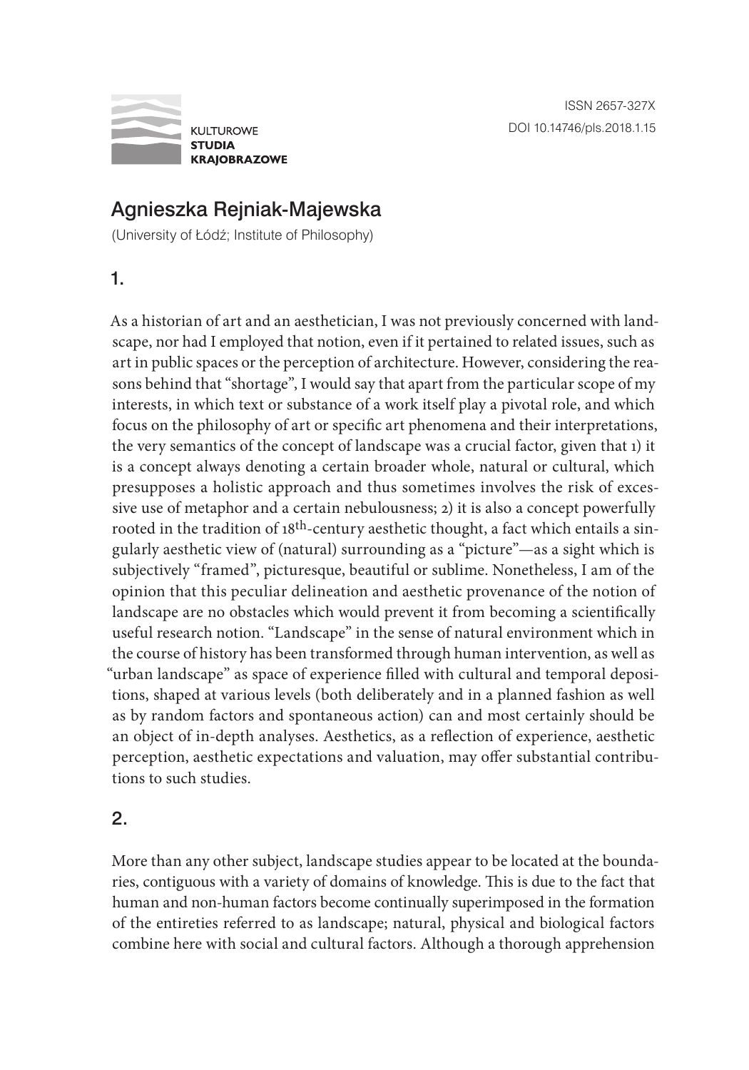ISSN 2657-327X
DOI 10.14746/pls.2018.1.15

KULTUROWE **STUDIA KRAJOBRAZOWE**

# Agnieszka Rejniak-Majewska

(University of Łódź; Institute of Philosophy)

## 1.

As a historian of art and an aesthetician, I was not previously concerned with landscape, nor had I employed that notion, even if it pertained to related issues, such as art in public spaces or the perception of architecture. However, considering the reasons behind that "shortage", I would say that apart from the particular scope of my interests, in which text or substance of a work itself play a pivotal role, and which focus on the philosophy of art or specific art phenomena and their interpretations, the very semantics of the concept of landscape was a crucial factor, given that 1) it is a concept always denoting a certain broader whole, natural or cultural, which presupposes a holistic approach and thus sometimes involves the risk of excessive use of metaphor and a certain nebulousness; 2) it is also a concept powerfully rooted in the tradition of 18th-century aesthetic thought, a fact which entails a singularly aesthetic view of (natural) surrounding as a "picture"—as a sight which is subjectively "framed", picturesque, beautiful or sublime. Nonetheless, I am of the opinion that this peculiar delineation and aesthetic provenance of the notion of landscape are no obstacles which would prevent it from becoming a scientifically useful research notion. "Landscape" in the sense of natural environment which in the course of history has been transformed through human intervention, as well as "urban landscape" as space of experience filled with cultural and temporal depositions, shaped at various levels (both deliberately and in a planned fashion as well as by random factors and spontaneous action) can and most certainly should be an object of in-depth analyses. Aesthetics, as a reflection of experience, aesthetic perception, aesthetic expectations and valuation, may offer substantial contributions to such studies.

## 2.

More than any other subject, landscape studies appear to be located at the boundaries, contiguous with a variety of domains of knowledge. This is due to the fact that human and non-human factors become continually superimposed in the formation of the entireties referred to as landscape; natural, physical and biological factors combine here with social and cultural factors. Although a thorough apprehension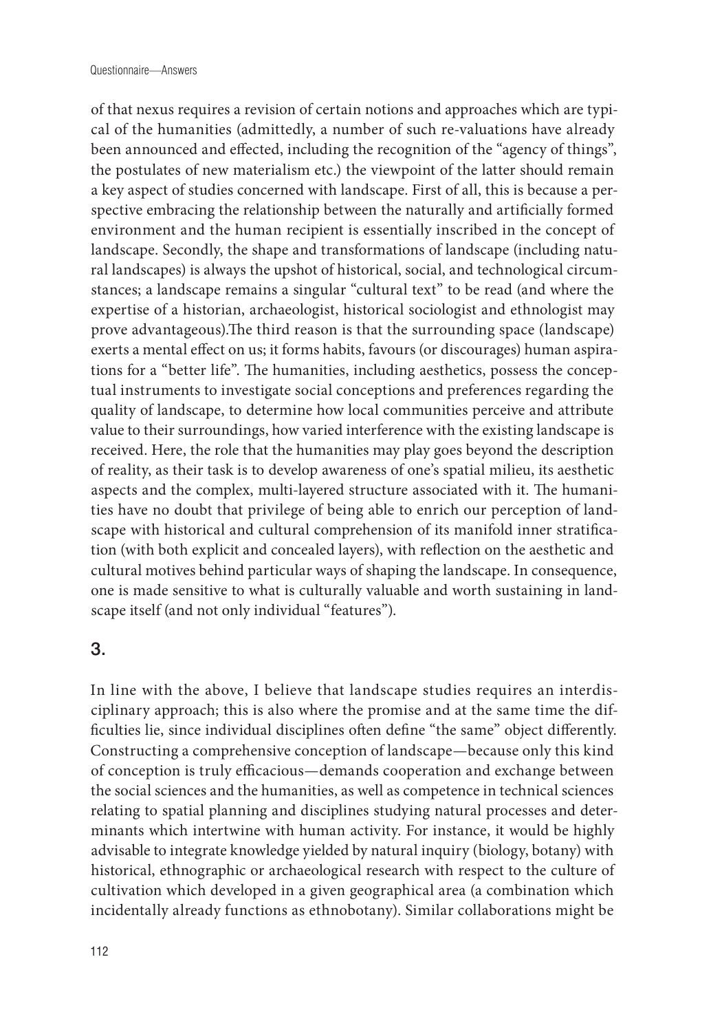of that nexus requires a revision of certain notions and approaches which are typical of the humanities (admittedly, a number of such re-valuations have already been announced and effected, including the recognition of the "agency of things", the postulates of new materialism etc.) the viewpoint of the latter should remain a key aspect of studies concerned with landscape. First of all, this is because a perspective embracing the relationship between the naturally and artificially formed environment and the human recipient is essentially inscribed in the concept of landscape. Secondly, the shape and transformations of landscape (including natural landscapes) is always the upshot of historical, social, and technological circumstances; a landscape remains a singular "cultural text" to be read (and where the expertise of a historian, archaeologist, historical sociologist and ethnologist may prove advantageous).The third reason is that the surrounding space (landscape) exerts a mental effect on us; it forms habits, favours (or discourages) human aspirations for a "better life". The humanities, including aesthetics, possess the conceptual instruments to investigate social conceptions and preferences regarding the quality of landscape, to determine how local communities perceive and attribute value to their surroundings, how varied interference with the existing landscape is received. Here, the role that the humanities may play goes beyond the description of reality, as their task is to develop awareness of one's spatial milieu, its aesthetic aspects and the complex, multi-layered structure associated with it. The humanities have no doubt that privilege of being able to enrich our perception of landscape with historical and cultural comprehension of its manifold inner stratification (with both explicit and concealed layers), with reflection on the aesthetic and cultural motives behind particular ways of shaping the landscape. In consequence, one is made sensitive to what is culturally valuable and worth sustaining in landscape itself (and not only individual "features").

## 3.

In line with the above, I believe that landscape studies requires an interdisciplinary approach; this is also where the promise and at the same time the difficulties lie, since individual disciplines often define "the same" object differently. Constructing a comprehensive conception of landscape—because only this kind of conception is truly efficacious—demands cooperation and exchange between the social sciences and the humanities, as well as competence in technical sciences relating to spatial planning and disciplines studying natural processes and determinants which intertwine with human activity. For instance, it would be highly advisable to integrate knowledge yielded by natural inquiry (biology, botany) with historical, ethnographic or archaeological research with respect to the culture of cultivation which developed in a given geographical area (a combination which incidentally already functions as ethnobotany). Similar collaborations might be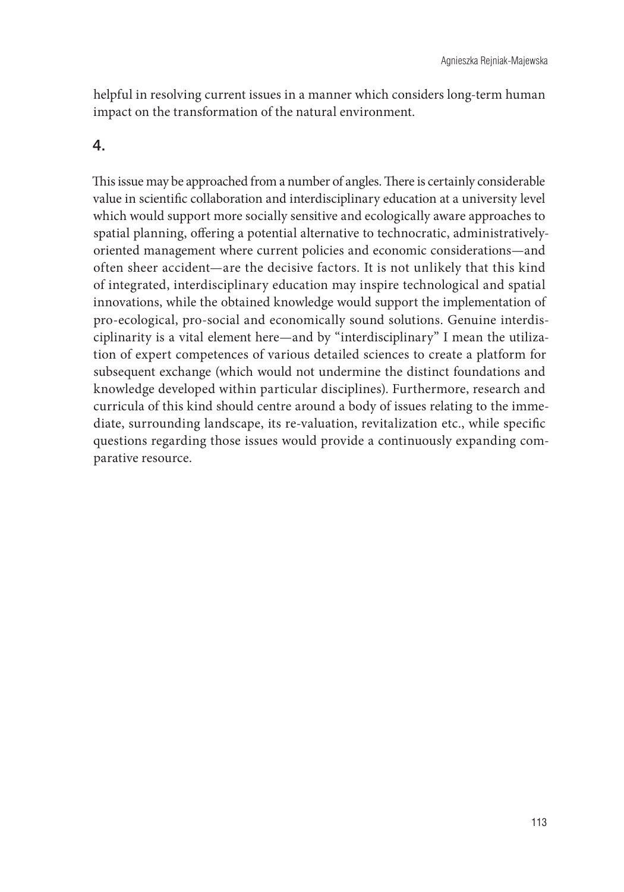helpful in resolving current issues in a manner which considers long-term human impact on the transformation of the natural environment.

## 4.

This issue may be approached from a number of angles. There is certainly considerable value in scientific collaboration and interdisciplinary education at a university level which would support more socially sensitive and ecologically aware approaches to spatial planning, offering a potential alternative to technocratic, administratively-oriented management where current policies and economic considerations—and often sheer accident—are the decisive factors. It is not unlikely that this kind of integrated, interdisciplinary education may inspire technological and spatial innovations, while the obtained knowledge would support the implementation of pro-ecological, pro-social and economically sound solutions. Genuine interdisciplinarity is a vital element here—and by "interdisciplinary" I mean the utilization of expert competences of various detailed sciences to create a platform for subsequent exchange (which would not undermine the distinct foundations and knowledge developed within particular disciplines). Furthermore, research and curricula of this kind should centre around a body of issues relating to the immediate, surrounding landscape, its re-valuation, revitalization etc., while specific questions regarding those issues would provide a continuously expanding comparative resource.